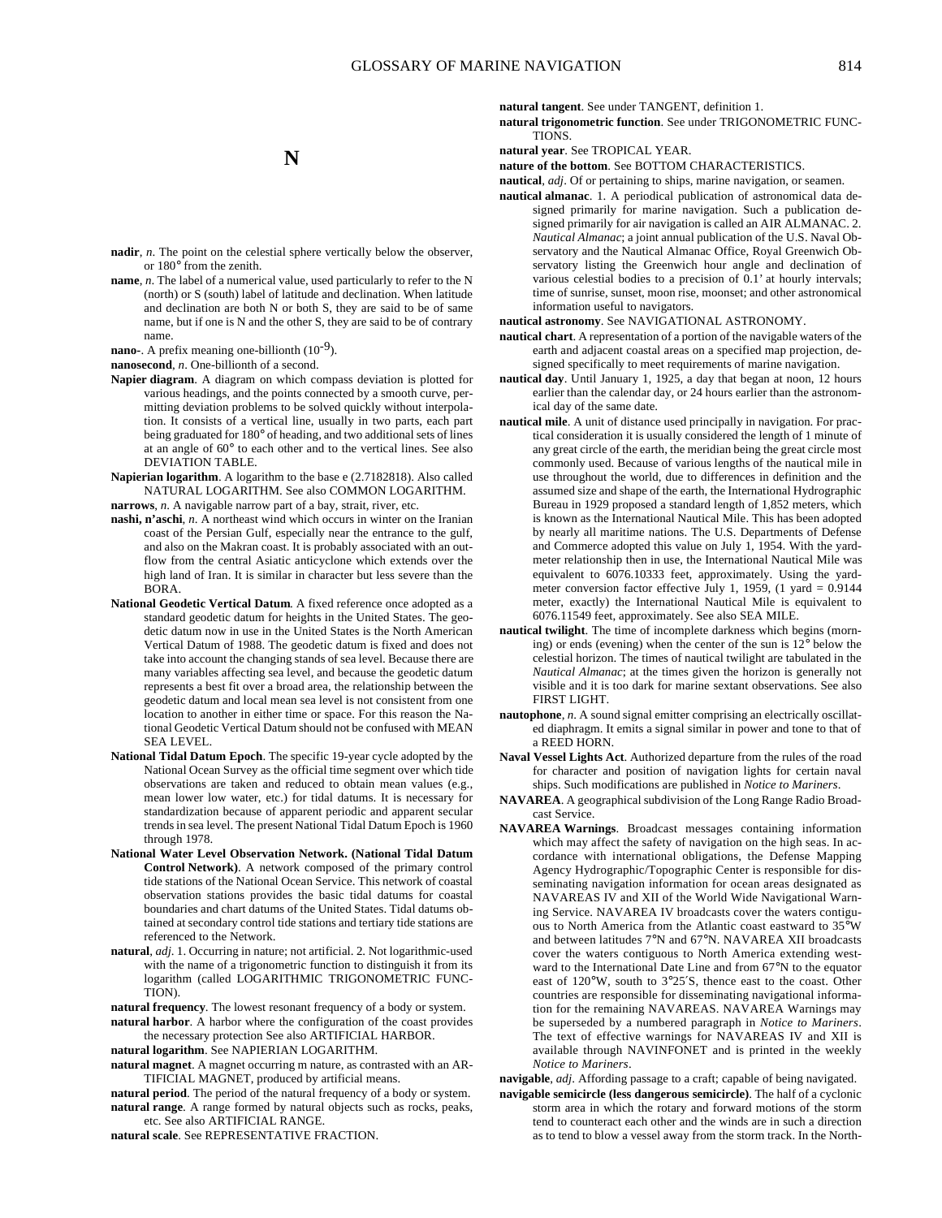# N

**nadir**, *n*. The point on the celestial sphere vertically below the observer, or 180° from the zenith.

**name**, *n*. The label of a numerical value, used particularly to refer to the N (north) or S (south) label of latitude and declination. When latitude and declination are both N or both S, they are said to be of same name, but if one is N and the other S, they are said to be of contrary name.

**nano-**. A prefix meaning one-billionth ($10^{-9}$).

**nanosecond**, *n*. One-billionth of a second.

**Napier diagram**. A diagram on which compass deviation is plotted for various headings, and the points connected by a smooth curve, permitting deviation problems to be solved quickly without interpolation. It consists of a vertical line, usually in two parts, each part being graduated for 180° of heading, and two additional sets of lines at an angle of 60° to each other and to the vertical lines. See also DEVIATION TABLE.

**Napierian logarithm**. A logarithm to the base e (2.7182818). Also called NATURAL LOGARITHM. See also COMMON LOGARITHM.

**narrows**, *n*. A navigable narrow part of a bay, strait, river, etc.

**nashi, n'aschi**, *n*. A northeast wind which occurs in winter on the Iranian coast of the Persian Gulf, especially near the entrance to the gulf, and also on the Makran coast. It is probably associated with an outflow from the central Asiatic anticyclone which extends over the high land of Iran. It is similar in character but less severe than the BORA.

**National Geodetic Vertical Datum**. A fixed reference once adopted as a standard geodetic datum for heights in the United States. The geodetic datum now in use in the United States is the North American Vertical Datum of 1988. The geodetic datum is fixed and does not take into account the changing stands of sea level. Because there are many variables affecting sea level, and because the geodetic datum represents a best fit over a broad area, the relationship between the geodetic datum and local mean sea level is not consistent from one location to another in either time or space. For this reason the National Geodetic Vertical Datum should not be confused with MEAN SEA LEVEL.

**National Tidal Datum Epoch**. The specific 19-year cycle adopted by the National Ocean Survey as the official time segment over which tide observations are taken and reduced to obtain mean values (e.g., mean lower low water, etc.) for tidal datums. It is necessary for standardization because of apparent periodic and apparent secular trends in sea level. The present National Tidal Datum Epoch is 1960 through 1978.

**National Water Level Observation Network. (National Tidal Datum Control Network)**. A network composed of the primary control tide stations of the National Ocean Service. This network of coastal observation stations provides the basic tidal datums for coastal boundaries and chart datums of the United States. Tidal datums obtained at secondary control tide stations and tertiary tide stations are referenced to the Network.

**natural**, *adj*. 1. Occurring in nature; not artificial. 2. Not logarithmic-used with the name of a trigonometric function to distinguish it from its logarithm (called LOGARITHMIC TRIGONOMETRIC FUNCTION).

**natural frequency**. The lowest resonant frequency of a body or system.

**natural harbor**. A harbor where the configuration of the coast provides the necessary protection See also ARTIFICIAL HARBOR.

**natural logarithm**. See NAPIERIAN LOGARITHM.

**natural magnet**. A magnet occurring m nature, as contrasted with an ARTIFICIAL MAGNET, produced by artificial means.

**natural period**. The period of the natural frequency of a body or system.

**natural range**. A range formed by natural objects such as rocks, peaks, etc. See also ARTIFICIAL RANGE.

**natural scale**. See REPRESENTATIVE FRACTION.

**natural tangent**. See under TANGENT, definition 1.

**natural trigonometric function**. See under TRIGONOMETRIC FUNCTIONS.

**natural year**. See TROPICAL YEAR.

**nature of the bottom**. See BOTTOM CHARACTERISTICS.

**nautical**, *adj*. Of or pertaining to ships, marine navigation, or seamen.

**nautical almanac**. 1. A periodical publication of astronomical data designed primarily for marine navigation. Such a publication designed primarily for air navigation is called an AIR ALMANAC. 2. *Nautical Almanac*; a joint annual publication of the U.S. Naval Observatory and the Nautical Almanac Office, Royal Greenwich Observatory listing the Greenwich hour angle and declination of various celestial bodies to a precision of 0.1' at hourly intervals; time of sunrise, sunset, moon rise, moonset; and other astronomical information useful to navigators.

**nautical astronomy**. See NAVIGATIONAL ASTRONOMY.

**nautical chart**. A representation of a portion of the navigable waters of the earth and adjacent coastal areas on a specified map projection, designed specifically to meet requirements of marine navigation.

**nautical day**. Until January 1, 1925, a day that began at noon, 12 hours earlier than the calendar day, or 24 hours earlier than the astronomical day of the same date.

**nautical mile**. A unit of distance used principally in navigation. For practical consideration it is usually considered the length of 1 minute of any great circle of the earth, the meridian being the great circle most commonly used. Because of various lengths of the nautical mile in use throughout the world, due to differences in definition and the assumed size and shape of the earth, the International Hydrographic Bureau in 1929 proposed a standard length of 1,852 meters, which is known as the International Nautical Mile. This has been adopted by nearly all maritime nations. The U.S. Departments of Defense and Commerce adopted this value on July 1, 1954. With the yard-meter relationship then in use, the International Nautical Mile was equivalent to 6076.10333 feet, approximately. Using the yard-meter conversion factor effective July 1, 1959, (1 yard = 0.9144 meter, exactly) the International Nautical Mile is equivalent to 6076.11549 feet, approximately. See also SEA MILE.

**nautical twilight**. The time of incomplete darkness which begins (morning) or ends (evening) when the center of the sun is 12° below the celestial horizon. The times of nautical twilight are tabulated in the *Nautical Almanac*; at the times given the horizon is generally not visible and it is too dark for marine sextant observations. See also FIRST LIGHT.

**nautophone**, *n*. A sound signal emitter comprising an electrically oscillated diaphragm. It emits a signal similar in power and tone to that of a REED HORN.

**Naval Vessel Lights Act**. Authorized departure from the rules of the road for character and position of navigation lights for certain naval ships. Such modifications are published in *Notice to Mariners*.

**NAVAREA**. A geographical subdivision of the Long Range Radio Broadcast Service.

**NAVAREA Warnings**. Broadcast messages containing information which may affect the safety of navigation on the high seas. In accordance with international obligations, the Defense Mapping Agency Hydrographic/Topographic Center is responsible for disseminating navigation information for ocean areas designated as NAVAREAS IV and XII of the World Wide Navigational Warning Service. NAVAREA IV broadcasts cover the waters contiguous to North America from the Atlantic coast eastward to 35°W and between latitudes 7°N and 67°N. NAVAREA XII broadcasts cover the waters contiguous to North America extending westward to the International Date Line and from 67°N to the equator east of 120°W, south to 3°25´S, thence east to the coast. Other countries are responsible for disseminating navigational information for the remaining NAVAREAS. NAVAREA Warnings may be superseded by a numbered paragraph in *Notice to Mariners*. The text of effective warnings for NAVAREAS IV and XII is available through NAVINFONET and is printed in the weekly *Notice to Mariners*.

**navigable**, *adj*. Affording passage to a craft; capable of being navigated.

**navigable semicircle (less dangerous semicircle)**. The half of a cyclonic storm area in which the rotary and forward motions of the storm tend to counteract each other and the winds are in such a direction as to tend to blow a vessel away from the storm track. In the North-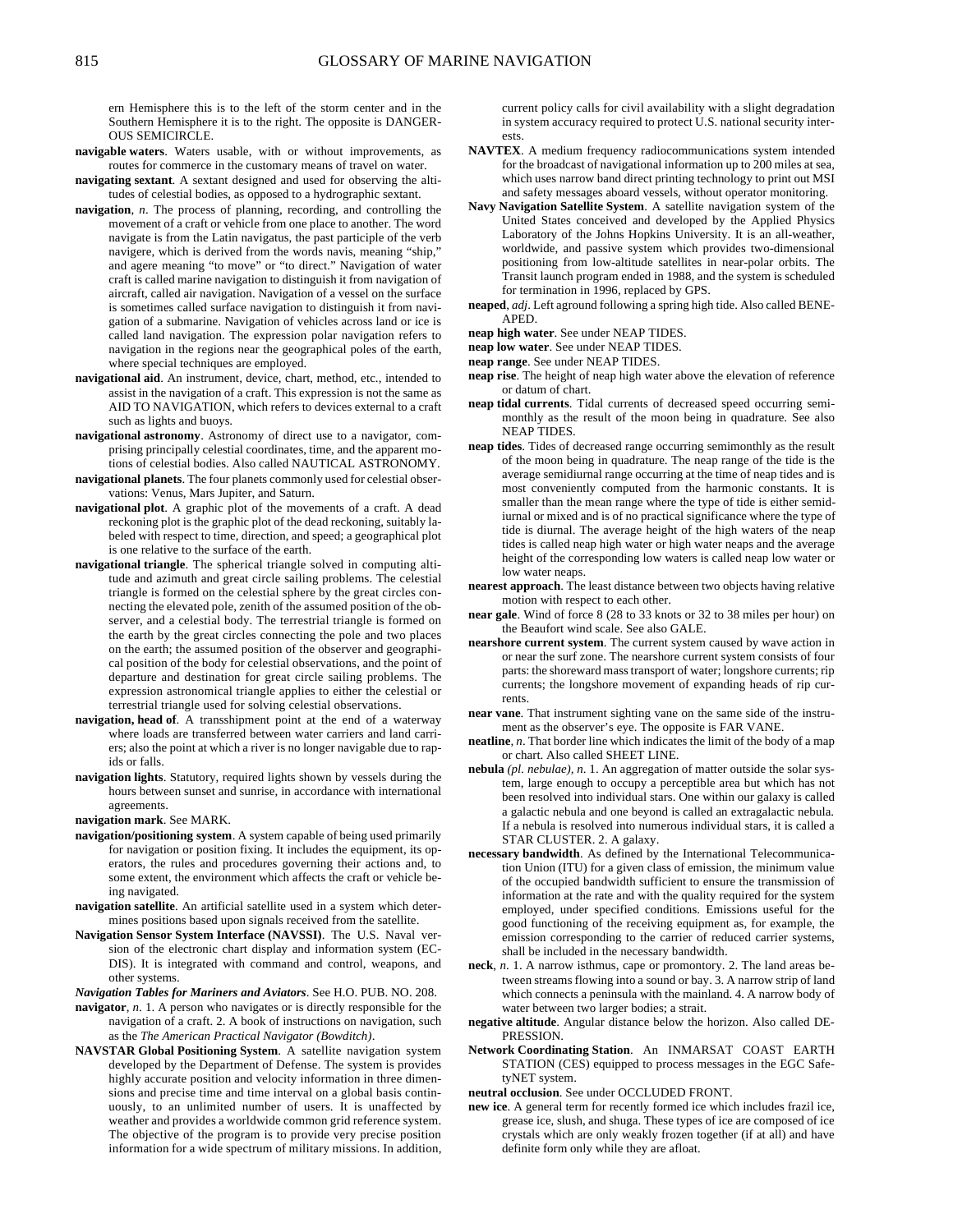ern Hemisphere this is to the left of the storm center and in the Southern Hemisphere it is to the right. The opposite is DANGEROUS SEMICIRCLE.

**navigable waters**. Waters usable, with or without improvements, as routes for commerce in the customary means of travel on water.

**navigating sextant**. A sextant designed and used for observing the altitudes of celestial bodies, as opposed to a hydrographic sextant.

**navigation**, *n*. The process of planning, recording, and controlling the movement of a craft or vehicle from one place to another. The word navigate is from the Latin navigatus, the past participle of the verb navigere, which is derived from the words navis, meaning "ship," and agere meaning "to move" or "to direct." Navigation of water craft is called marine navigation to distinguish it from navigation of aircraft, called air navigation. Navigation of a vessel on the surface is sometimes called surface navigation to distinguish it from navigation of a submarine. Navigation of vehicles across land or ice is called land navigation. The expression polar navigation refers to navigation in the regions near the geographical poles of the earth, where special techniques are employed.

**navigational aid**. An instrument, device, chart, method, etc., intended to assist in the navigation of a craft. This expression is not the same as AID TO NAVIGATION, which refers to devices external to a craft such as lights and buoys.

**navigational astronomy**. Astronomy of direct use to a navigator, comprising principally celestial coordinates, time, and the apparent motions of celestial bodies. Also called NAUTICAL ASTRONOMY.

**navigational planets**. The four planets commonly used for celestial observations: Venus, Mars Jupiter, and Saturn.

**navigational plot**. A graphic plot of the movements of a craft. A dead reckoning plot is the graphic plot of the dead reckoning, suitably labeled with respect to time, direction, and speed; a geographical plot is one relative to the surface of the earth.

**navigational triangle**. The spherical triangle solved in computing altitude and azimuth and great circle sailing problems. The celestial triangle is formed on the celestial sphere by the great circles connecting the elevated pole, zenith of the assumed position of the observer, and a celestial body. The terrestrial triangle is formed on the earth by the great circles connecting the pole and two places on the earth; the assumed position of the observer and geographical position of the body for celestial observations, and the point of departure and destination for great circle sailing problems. The expression astronomical triangle applies to either the celestial or terrestrial triangle used for solving celestial observations.

**navigation, head of**. A transshipment point at the end of a waterway where loads are transferred between water carriers and land carriers; also the point at which a river is no longer navigable due to rapids or falls.

**navigation lights**. Statutory, required lights shown by vessels during the hours between sunset and sunrise, in accordance with international agreements.

**navigation mark**. See MARK.

**navigation/positioning system**. A system capable of being used primarily for navigation or position fixing. It includes the equipment, its operators, the rules and procedures governing their actions and, to some extent, the environment which affects the craft or vehicle being navigated.

**navigation satellite**. An artificial satellite used in a system which determines positions based upon signals received from the satellite.

**Navigation Sensor System Interface (NAVSSI)**. The U.S. Naval version of the electronic chart display and information system (ECDIS). It is integrated with command and control, weapons, and other systems.

***Navigation Tables for Mariners and Aviators***. See H.O. PUB. NO. 208.

**navigator**, *n*. 1. A person who navigates or is directly responsible for the navigation of a craft. 2. A book of instructions on navigation, such as the *The American Practical Navigator (Bowditch)*.

**NAVSTAR Global Positioning System**. A satellite navigation system developed by the Department of Defense. The system is provides highly accurate position and velocity information in three dimensions and precise time and time interval on a global basis continuously, to an unlimited number of users. It is unaffected by weather and provides a worldwide common grid reference system. The objective of the program is to provide very precise position information for a wide spectrum of military missions. In addition, current policy calls for civil availability with a slight degradation in system accuracy required to protect U.S. national security interests.

**NAVTEX**. A medium frequency radiocommunications system intended for the broadcast of navigational information up to 200 miles at sea, which uses narrow band direct printing technology to print out MSI and safety messages aboard vessels, without operator monitoring.

**Navy Navigation Satellite System**. A satellite navigation system of the United States conceived and developed by the Applied Physics Laboratory of the Johns Hopkins University. It is an all-weather, worldwide, and passive system which provides two-dimensional positioning from low-altitude satellites in near-polar orbits. The Transit launch program ended in 1988, and the system is scheduled for termination in 1996, replaced by GPS.

**neaped**, *adj*. Left aground following a spring high tide. Also called BENEAPED.

**neap high water**. See under NEAP TIDES.

**neap low water**. See under NEAP TIDES.

**neap range**. See under NEAP TIDES.

**neap rise**. The height of neap high water above the elevation of reference or datum of chart.

**neap tidal currents**. Tidal currents of decreased speed occurring semimonthly as the result of the moon being in quadrature. See also NEAP TIDES.

**neap tides**. Tides of decreased range occurring semimonthly as the result of the moon being in quadrature. The neap range of the tide is the average semidiurnal range occurring at the time of neap tides and is most conveniently computed from the harmonic constants. It is smaller than the mean range where the type of tide is either semidiurnal or mixed and is of no practical significance where the type of tide is diurnal. The average height of the high waters of the neap tides is called neap high water or high water neaps and the average height of the corresponding low waters is called neap low water or low water neaps.

**nearest approach**. The least distance between two objects having relative motion with respect to each other.

**near gale**. Wind of force 8 (28 to 33 knots or 32 to 38 miles per hour) on the Beaufort wind scale. See also GALE.

**nearshore current system**. The current system caused by wave action in or near the surf zone. The nearshore current system consists of four parts: the shoreward mass transport of water; longshore currents; rip currents; the longshore movement of expanding heads of rip currents.

**near vane**. That instrument sighting vane on the same side of the instrument as the observer's eye. The opposite is FAR VANE.

**neatline**, *n*. That border line which indicates the limit of the body of a map or chart. Also called SHEET LINE.

**nebula** *(pl. nebulae)*, *n*. 1. An aggregation of matter outside the solar system, large enough to occupy a perceptible area but which has not been resolved into individual stars. One within our galaxy is called a galactic nebula and one beyond is called an extragalactic nebula. If a nebula is resolved into numerous individual stars, it is called a STAR CLUSTER. 2. A galaxy.

**necessary bandwidth**. As defined by the International Telecommunication Union (ITU) for a given class of emission, the minimum value of the occupied bandwidth sufficient to ensure the transmission of information at the rate and with the quality required for the system employed, under specified conditions. Emissions useful for the good functioning of the receiving equipment as, for example, the emission corresponding to the carrier of reduced carrier systems, shall be included in the necessary bandwidth.

**neck**, *n*. 1. A narrow isthmus, cape or promontory. 2. The land areas between streams flowing into a sound or bay. 3. A narrow strip of land which connects a peninsula with the mainland. 4. A narrow body of water between two larger bodies; a strait.

**negative altitude**. Angular distance below the horizon. Also called DEPRESSION.

**Network Coordinating Station**. An INMARSAT COAST EARTH STATION (CES) equipped to process messages in the EGC SafetyNET system.

**neutral occlusion**. See under OCCLUDED FRONT.

**new ice**. A general term for recently formed ice which includes frazil ice, grease ice, slush, and shuga. These types of ice are composed of ice crystals which are only weakly frozen together (if at all) and have definite form only while they are afloat.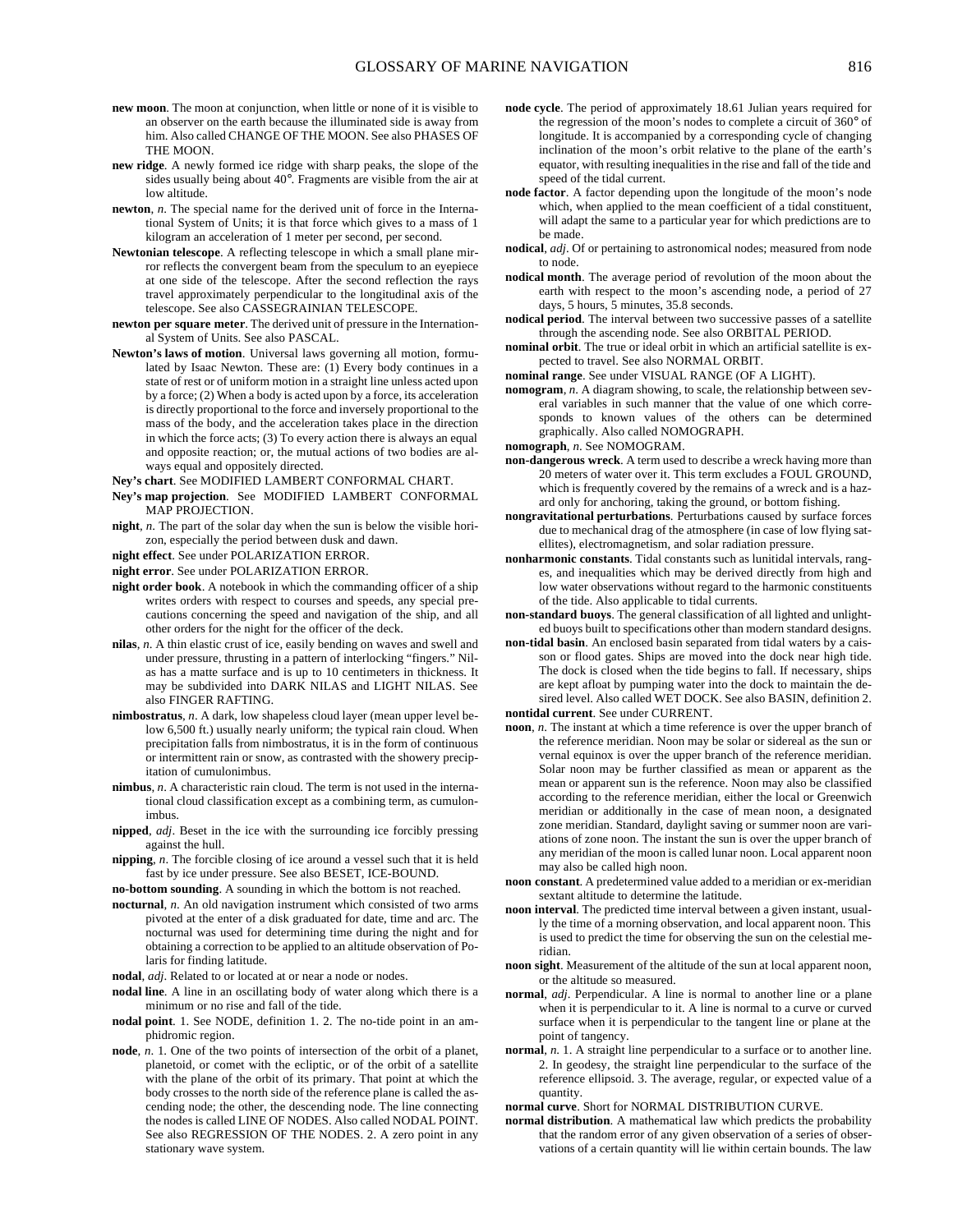**new moon**. The moon at conjunction, when little or none of it is visible to an observer on the earth because the illuminated side is away from him. Also called CHANGE OF THE MOON. See also PHASES OF THE MOON.

**new ridge**. A newly formed ice ridge with sharp peaks, the slope of the sides usually being about 40°. Fragments are visible from the air at low altitude.

**newton**, *n*. The special name for the derived unit of force in the International System of Units; it is that force which gives to a mass of 1 kilogram an acceleration of 1 meter per second, per second.

**Newtonian telescope**. A reflecting telescope in which a small plane mirror reflects the convergent beam from the speculum to an eyepiece at one side of the telescope. After the second reflection the rays travel approximately perpendicular to the longitudinal axis of the telescope. See also CASSEGRAINIAN TELESCOPE.

**newton per square meter**. The derived unit of pressure in the International System of Units. See also PASCAL.

**Newton's laws of motion**. Universal laws governing all motion, formulated by Isaac Newton. These are: (1) Every body continues in a state of rest or of uniform motion in a straight line unless acted upon by a force; (2) When a body is acted upon by a force, its acceleration is directly proportional to the force and inversely proportional to the mass of the body, and the acceleration takes place in the direction in which the force acts; (3) To every action there is always an equal and opposite reaction; or, the mutual actions of two bodies are always equal and oppositely directed.

**Ney's chart**. See MODIFIED LAMBERT CONFORMAL CHART.

**Ney's map projection**. See MODIFIED LAMBERT CONFORMAL MAP PROJECTION.

**night**, *n*. The part of the solar day when the sun is below the visible horizon, especially the period between dusk and dawn.

**night effect**. See under POLARIZATION ERROR.

**night error**. See under POLARIZATION ERROR.

**night order book**. A notebook in which the commanding officer of a ship writes orders with respect to courses and speeds, any special precautions concerning the speed and navigation of the ship, and all other orders for the night for the officer of the deck.

**nilas**, *n*. A thin elastic crust of ice, easily bending on waves and swell and under pressure, thrusting in a pattern of interlocking "fingers." Nilas has a matte surface and is up to 10 centimeters in thickness. It may be subdivided into DARK NILAS and LIGHT NILAS. See also FINGER RAFTING.

**nimbostratus**, *n*. A dark, low shapeless cloud layer (mean upper level below 6,500 ft.) usually nearly uniform; the typical rain cloud. When precipitation falls from nimbostratus, it is in the form of continuous or intermittent rain or snow, as contrasted with the showery precipitation of cumulonimbus.

**nimbus**, *n*. A characteristic rain cloud. The term is not used in the international cloud classification except as a combining term, as cumulonimbus.

**nipped**, *adj*. Beset in the ice with the surrounding ice forcibly pressing against the hull.

**nipping**, *n*. The forcible closing of ice around a vessel such that it is held fast by ice under pressure. See also BESET, ICE-BOUND.

**no-bottom sounding**. A sounding in which the bottom is not reached.

**nocturnal**, *n*. An old navigation instrument which consisted of two arms pivoted at the enter of a disk graduated for date, time and arc. The nocturnal was used for determining time during the night and for obtaining a correction to be applied to an altitude observation of Polaris for finding latitude.

**nodal**, *adj*. Related to or located at or near a node or nodes.

**nodal line**. A line in an oscillating body of water along which there is a minimum or no rise and fall of the tide.

**nodal point**. 1. See NODE, definition 1. 2. The no-tide point in an amphidromic region.

**node**, *n*. 1. One of the two points of intersection of the orbit of a planet, planetoid, or comet with the ecliptic, or of the orbit of a satellite with the plane of the orbit of its primary. That point at which the body crosses to the north side of the reference plane is called the ascending node; the other, the descending node. The line connecting the nodes is called LINE OF NODES. Also called NODAL POINT. See also REGRESSION OF THE NODES. 2. A zero point in any stationary wave system.

**node cycle**. The period of approximately 18.61 Julian years required for the regression of the moon's nodes to complete a circuit of 360° of longitude. It is accompanied by a corresponding cycle of changing inclination of the moon's orbit relative to the plane of the earth's equator, with resulting inequalities in the rise and fall of the tide and speed of the tidal current.

**node factor**. A factor depending upon the longitude of the moon's node which, when applied to the mean coefficient of a tidal constituent, will adapt the same to a particular year for which predictions are to be made.

**nodical**, *adj*. Of or pertaining to astronomical nodes; measured from node to node.

**nodical month**. The average period of revolution of the moon about the earth with respect to the moon's ascending node, a period of 27 days, 5 hours, 5 minutes, 35.8 seconds.

**nodical period**. The interval between two successive passes of a satellite through the ascending node. See also ORBITAL PERIOD.

**nominal orbit**. The true or ideal orbit in which an artificial satellite is expected to travel. See also NORMAL ORBIT.

**nominal range**. See under VISUAL RANGE (OF A LIGHT).

**nomogram**, *n*. A diagram showing, to scale, the relationship between several variables in such manner that the value of one which corresponds to known values of the others can be determined graphically. Also called NOMOGRAPH.

**nomograph**, *n*. See NOMOGRAM.

**non-dangerous wreck**. A term used to describe a wreck having more than 20 meters of water over it. This term excludes a FOUL GROUND, which is frequently covered by the remains of a wreck and is a hazard only for anchoring, taking the ground, or bottom fishing.

**nongravitational perturbations**. Perturbations caused by surface forces due to mechanical drag of the atmosphere (in case of low flying satellites), electromagnetism, and solar radiation pressure.

**nonharmonic constants**. Tidal constants such as lunitidal intervals, ranges, and inequalities which may be derived directly from high and low water observations without regard to the harmonic constituents of the tide. Also applicable to tidal currents.

**non-standard buoys**. The general classification of all lighted and unlighted buoys built to specifications other than modern standard designs.

**non-tidal basin**. An enclosed basin separated from tidal waters by a caisson or flood gates. Ships are moved into the dock near high tide. The dock is closed when the tide begins to fall. If necessary, ships are kept afloat by pumping water into the dock to maintain the desired level. Also called WET DOCK. See also BASIN, definition 2.

**nontidal current**. See under CURRENT.

**noon**, *n*. The instant at which a time reference is over the upper branch of the reference meridian. Noon may be solar or sidereal as the sun or vernal equinox is over the upper branch of the reference meridian. Solar noon may be further classified as mean or apparent as the mean or apparent sun is the reference. Noon may also be classified according to the reference meridian, either the local or Greenwich meridian or additionally in the case of mean noon, a designated zone meridian. Standard, daylight saving or summer noon are variations of zone noon. The instant the sun is over the upper branch of any meridian of the moon is called lunar noon. Local apparent noon may also be called high noon.

**noon constant**. A predetermined value added to a meridian or ex-meridian sextant altitude to determine the latitude.

**noon interval**. The predicted time interval between a given instant, usually the time of a morning observation, and local apparent noon. This is used to predict the time for observing the sun on the celestial meridian.

**noon sight**. Measurement of the altitude of the sun at local apparent noon, or the altitude so measured.

**normal**, *adj*. Perpendicular. A line is normal to another line or a plane when it is perpendicular to it. A line is normal to a curve or curved surface when it is perpendicular to the tangent line or plane at the point of tangency.

**normal**, *n*. 1. A straight line perpendicular to a surface or to another line. 2. In geodesy, the straight line perpendicular to the surface of the reference ellipsoid. 3. The average, regular, or expected value of a quantity.

**normal curve**. Short for NORMAL DISTRIBUTION CURVE.

**normal distribution**. A mathematical law which predicts the probability that the random error of any given observation of a series of observations of a certain quantity will lie within certain bounds. The law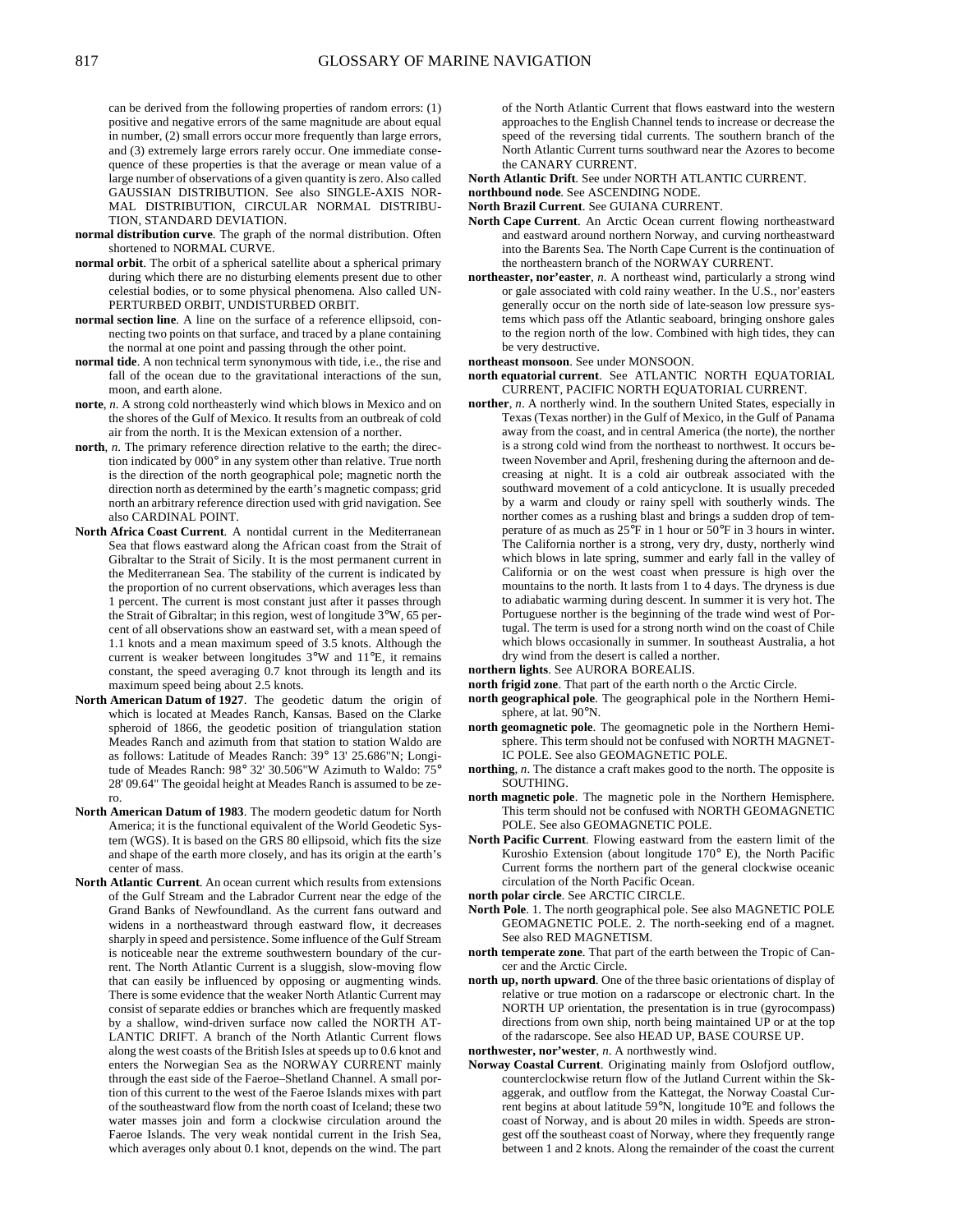can be derived from the following properties of random errors: (1) positive and negative errors of the same magnitude are about equal in number, (2) small errors occur more frequently than large errors, and (3) extremely large errors rarely occur. One immediate consequence of these properties is that the average or mean value of a large number of observations of a given quantity is zero. Also called GAUSSIAN DISTRIBUTION. See also SINGLE-AXIS NORMAL DISTRIBUTION, CIRCULAR NORMAL DISTRIBUTION, STANDARD DEVIATION.

**normal distribution curve**. The graph of the normal distribution. Often shortened to NORMAL CURVE.

**normal orbit**. The orbit of a spherical satellite about a spherical primary during which there are no disturbing elements present due to other celestial bodies, or to some physical phenomena. Also called UNPERTURBED ORBIT, UNDISTURBED ORBIT.

**normal section line**. A line on the surface of a reference ellipsoid, connecting two points on that surface, and traced by a plane containing the normal at one point and passing through the other point.

**normal tide**. A non technical term synonymous with tide, i.e., the rise and fall of the ocean due to the gravitational interactions of the sun, moon, and earth alone.

**norte**, *n*. A strong cold northeasterly wind which blows in Mexico and on the shores of the Gulf of Mexico. It results from an outbreak of cold air from the north. It is the Mexican extension of a norther.

**north**, *n*. The primary reference direction relative to the earth; the direction indicated by 000° in any system other than relative. True north is the direction of the north geographical pole; magnetic north the direction north as determined by the earth's magnetic compass; grid north an arbitrary reference direction used with grid navigation. See also CARDINAL POINT.

**North Africa Coast Current**. A nontidal current in the Mediterranean Sea that flows eastward along the African coast from the Strait of Gibraltar to the Strait of Sicily. It is the most permanent current in the Mediterranean Sea. The stability of the current is indicated by the proportion of no current observations, which averages less than 1 percent. The current is most constant just after it passes through the Strait of Gibraltar; in this region, west of longitude 3°W, 65 percent of all observations show an eastward set, with a mean speed of 1.1 knots and a mean maximum speed of 3.5 knots. Although the current is weaker between longitudes 3°W and 11°E, it remains constant, the speed averaging 0.7 knot through its length and its maximum speed being about 2.5 knots.

**North American Datum of 1927**. The geodetic datum the origin of which is located at Meades Ranch, Kansas. Based on the Clarke spheroid of 1866, the geodetic position of triangulation station Meades Ranch and azimuth from that station to station Waldo are as follows: Latitude of Meades Ranch: 39° 13' 25.686"N; Longitude of Meades Ranch: 98° 32' 30.506"W Azimuth to Waldo: 75° 28' 09.64" The geoidal height at Meades Ranch is assumed to be zero.

**North American Datum of 1983**. The modern geodetic datum for North America; it is the functional equivalent of the World Geodetic System (WGS). It is based on the GRS 80 ellipsoid, which fits the size and shape of the earth more closely, and has its origin at the earth's center of mass.

**North Atlantic Current**. An ocean current which results from extensions of the Gulf Stream and the Labrador Current near the edge of the Grand Banks of Newfoundland. As the current fans outward and widens in a northeastward through eastward flow, it decreases sharply in speed and persistence. Some influence of the Gulf Stream is noticeable near the extreme southwestern boundary of the current. The North Atlantic Current is a sluggish, slow-moving flow that can easily be influenced by opposing or augmenting winds. There is some evidence that the weaker North Atlantic Current may consist of separate eddies or branches which are frequently masked by a shallow, wind-driven surface now called the NORTH ATLANTIC DRIFT. A branch of the North Atlantic Current flows along the west coasts of the British Isles at speeds up to 0.6 knot and enters the Norwegian Sea as the NORWAY CURRENT mainly through the east side of the Faeroe–Shetland Channel. A small portion of this current to the west of the Faeroe Islands mixes with part of the southeastward flow from the north coast of Iceland; these two water masses join and form a clockwise circulation around the Faeroe Islands. The very weak nontidal current in the Irish Sea, which averages only about 0.1 knot, depends on the wind. The part of the North Atlantic Current that flows eastward into the western approaches to the English Channel tends to increase or decrease the speed of the reversing tidal currents. The southern branch of the North Atlantic Current turns southward near the Azores to become the CANARY CURRENT.

**North Atlantic Drift**. See under NORTH ATLANTIC CURRENT.

**northbound node**. See ASCENDING NODE.

**North Brazil Current**. See GUIANA CURRENT.

**North Cape Current**. An Arctic Ocean current flowing northeastward and eastward around northern Norway, and curving northeastward into the Barents Sea. The North Cape Current is the continuation of the northeastern branch of the NORWAY CURRENT.

**northeaster, nor'easter**, *n*. A northeast wind, particularly a strong wind or gale associated with cold rainy weather. In the U.S., nor'easters generally occur on the north side of late-season low pressure systems which pass off the Atlantic seaboard, bringing onshore gales to the region north of the low. Combined with high tides, they can be very destructive.

**northeast monsoon**. See under MONSOON.

**north equatorial current**. See ATLANTIC NORTH EQUATORIAL CURRENT, PACIFIC NORTH EQUATORIAL CURRENT.

**norther**, *n*. A northerly wind. In the southern United States, especially in Texas (Texas norther) in the Gulf of Mexico, in the Gulf of Panama away from the coast, and in central America (the norte), the norther is a strong cold wind from the northeast to northwest. It occurs between November and April, freshening during the afternoon and decreasing at night. It is a cold air outbreak associated with the southward movement of a cold anticyclone. It is usually preceded by a warm and cloudy or rainy spell with southerly winds. The norther comes as a rushing blast and brings a sudden drop of temperature of as much as 25°F in 1 hour or 50°F in 3 hours in winter. The California norther is a strong, very dry, dusty, northerly wind which blows in late spring, summer and early fall in the valley of California or on the west coast when pressure is high over the mountains to the north. It lasts from 1 to 4 days. The dryness is due to adiabatic warming during descent. In summer it is very hot. The Portuguese norther is the beginning of the trade wind west of Portugal. The term is used for a strong north wind on the coast of Chile which blows occasionally in summer. In southeast Australia, a hot dry wind from the desert is called a norther.

**northern lights**. See AURORA BOREALIS.

**north frigid zone**. That part of the earth north o the Arctic Circle.

**north geographical pole**. The geographical pole in the Northern Hemisphere, at lat. 90°N.

**north geomagnetic pole**. The geomagnetic pole in the Northern Hemisphere. This term should not be confused with NORTH MAGNETIC POLE. See also GEOMAGNETIC POLE.

**northing**, *n*. The distance a craft makes good to the north. The opposite is SOUTHING.

**north magnetic pole**. The magnetic pole in the Northern Hemisphere. This term should not be confused with NORTH GEOMAGNETIC POLE. See also GEOMAGNETIC POLE.

**North Pacific Current**. Flowing eastward from the eastern limit of the Kuroshio Extension (about longitude 170° E), the North Pacific Current forms the northern part of the general clockwise oceanic circulation of the North Pacific Ocean.

**north polar circle**. See ARCTIC CIRCLE.

**North Pole**. 1. The north geographical pole. See also MAGNETIC POLE GEOMAGNETIC POLE. 2. The north-seeking end of a magnet. See also RED MAGNETISM.

**north temperate zone**. That part of the earth between the Tropic of Cancer and the Arctic Circle.

**north up, north upward**. One of the three basic orientations of display of relative or true motion on a radarscope or electronic chart. In the NORTH UP orientation, the presentation is in true (gyrocompass) directions from own ship, north being maintained UP or at the top of the radarscope. See also HEAD UP, BASE COURSE UP.

**northwester, nor'wester**, *n*. A northwestly wind.

**Norway Coastal Current**. Originating mainly from Oslofjord outflow, counterclockwise return flow of the Jutland Current within the Skaggerak, and outflow from the Kattegat, the Norway Coastal Current begins at about latitude 59°N, longitude 10°E and follows the coast of Norway, and is about 20 miles in width. Speeds are strongest off the southeast coast of Norway, where they frequently range between 1 and 2 knots. Along the remainder of the coast the current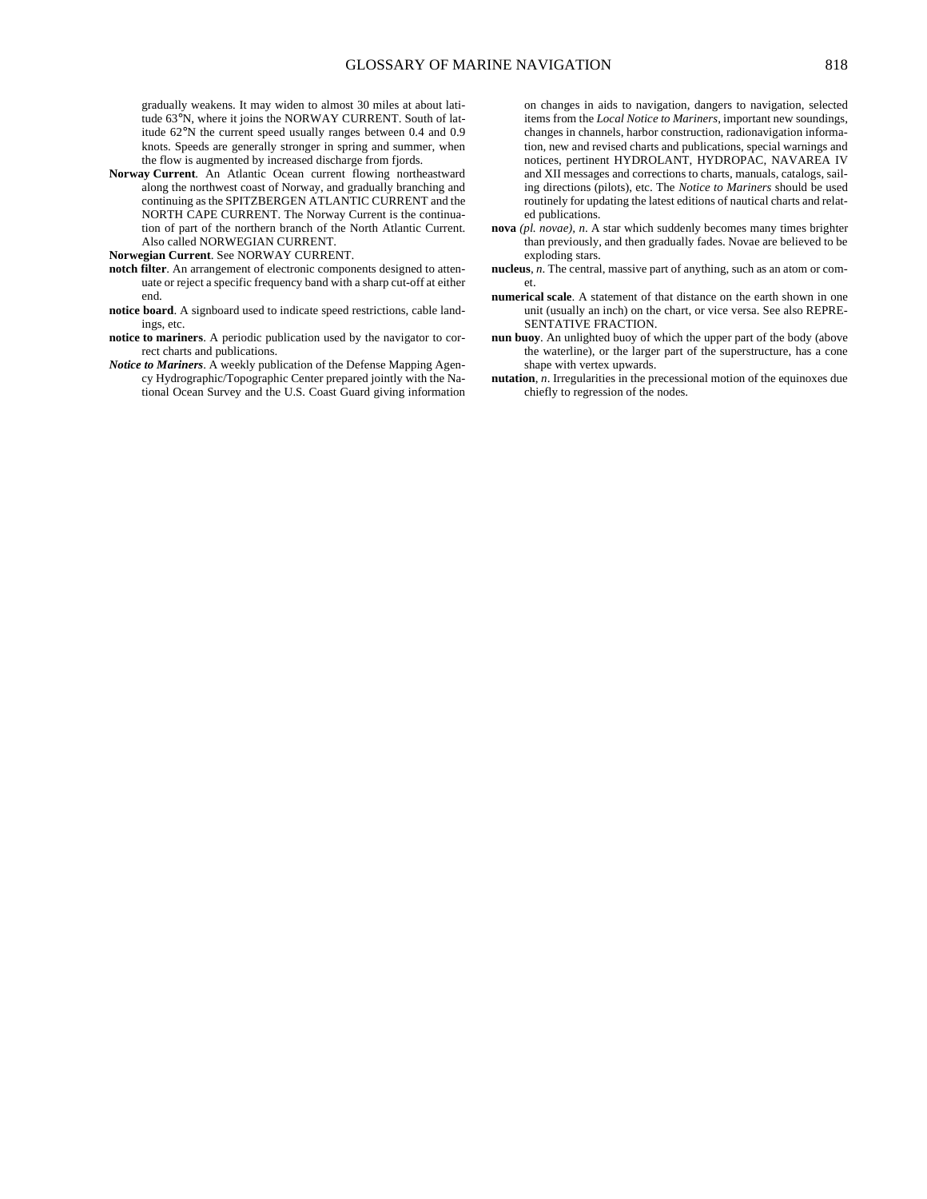gradually weakens. It may widen to almost 30 miles at about latitude 63°N, where it joins the NORWAY CURRENT. South of latitude 62°N the current speed usually ranges between 0.4 and 0.9 knots. Speeds are generally stronger in spring and summer, when the flow is augmented by increased discharge from fjords.

**Norway Current**. An Atlantic Ocean current flowing northeastward along the northwest coast of Norway, and gradually branching and continuing as the SPITZBERGEN ATLANTIC CURRENT and the NORTH CAPE CURRENT. The Norway Current is the continuation of part of the northern branch of the North Atlantic Current. Also called NORWEGIAN CURRENT.

**Norwegian Current**. See NORWAY CURRENT.

**notch filter**. An arrangement of electronic components designed to attenuate or reject a specific frequency band with a sharp cut-off at either end.

**notice board**. A signboard used to indicate speed restrictions, cable landings, etc.

**notice to mariners**. A periodic publication used by the navigator to correct charts and publications.

***Notice to Mariners***. A weekly publication of the Defense Mapping Agency Hydrographic/Topographic Center prepared jointly with the National Ocean Survey and the U.S. Coast Guard giving information on changes in aids to navigation, dangers to navigation, selected items from the *Local Notice to Mariners*, important new soundings, changes in channels, harbor construction, radionavigation information, new and revised charts and publications, special warnings and notices, pertinent HYDROLANT, HYDROPAC, NAVAREA IV and XII messages and corrections to charts, manuals, catalogs, sailing directions (pilots), etc. The *Notice to Mariners* should be used routinely for updating the latest editions of nautical charts and related publications.

**nova** *(pl. novae), n*. A star which suddenly becomes many times brighter than previously, and then gradually fades. Novae are believed to be exploding stars.

**nucleus**, *n*. The central, massive part of anything, such as an atom or comet.

**numerical scale**. A statement of that distance on the earth shown in one unit (usually an inch) on the chart, or vice versa. See also REPRESENTATIVE FRACTION.

**nun buoy**. An unlighted buoy of which the upper part of the body (above the waterline), or the larger part of the superstructure, has a cone shape with vertex upwards.

**nutation**, *n*. Irregularities in the precessional motion of the equinoxes due chiefly to regression of the nodes.